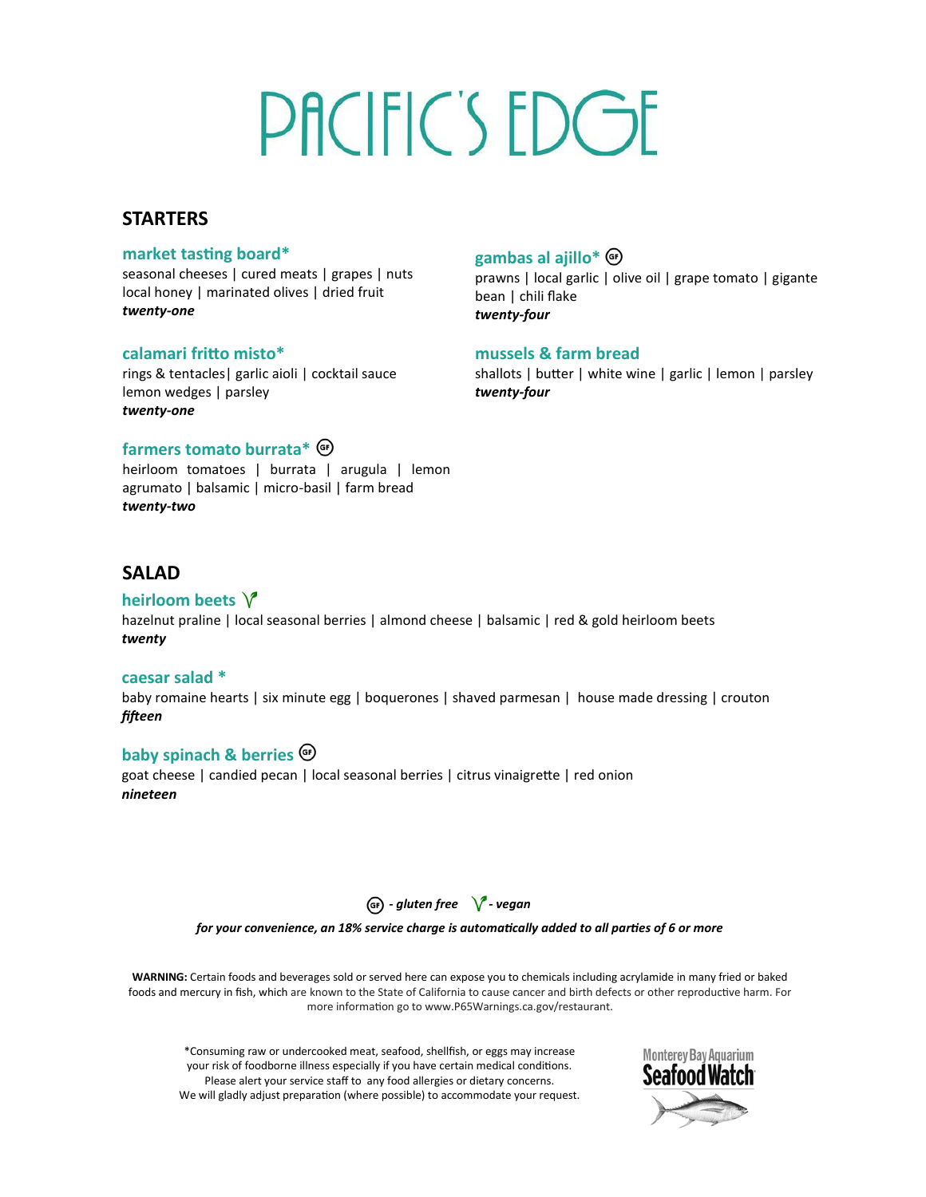# PACIFIC'S EDGE

## STARTERS

### market tasting board*
seasonal cheeses | cured meats | grapes | nuts local honey | marinated olives | dried fruit
***twenty-one***

### calamari fritto misto*
rings & tentacles| garlic aioli | cocktail sause lemon wedges | parsley
***twenty-one***

### farmers tomato burrata* (GF)
heirloom tomatoes | burrata | arugula | lemon agrumato | balsamic | micro-basil | farm bread
***twenty-two***

### gambas al ajillo* (GF)
prawns | local garlic | olive oil | grape tomato | gigante bean | chili flake
***twenty-four***

### mussels & farm bread
shallots | butter | white wine | garlic | lemon | parsley
***twenty-four***

## SALAD

### heirloom beets (V)
hazelnut praline | local seasonal berries | almond cheese | balsamic | red & gold heirloom beets
***twenty***

### caesar salad *
baby romaine hearts | six minute egg | boquerones | shaved parmesan | house made dressing | crouton
***fifteen***

### baby spinach & berries (GF)
goat cheese | candied pecan | local seasonal berries | citrus vinaigrette | red onion
***nineteen***

*(GF) - gluten free (V) - vegan*

*for your convenience, an 18% service charge is automatically added to all parties of 6 or more*

**WARNING:** Certain foods and beverages sold or served here can expose you to chemicals including acrylamide in many fried or baked foods and mercury in fish, which are known to the State of California to cause cancer and birth defects or other reproductive harm. For more information go to www.P65Warnings.ca.gov/restaurant.

*Consuming raw or undercooked meat, seafood, shellfish, or eggs may increase your risk of foodborne illness especially if you have certain medical conditions. Please alert your service staff to any food allergies or dietary concerns. We will gladly adjust preparation (where possible) to accommodate your request.

Monterey Bay Aquarium Seafood Watch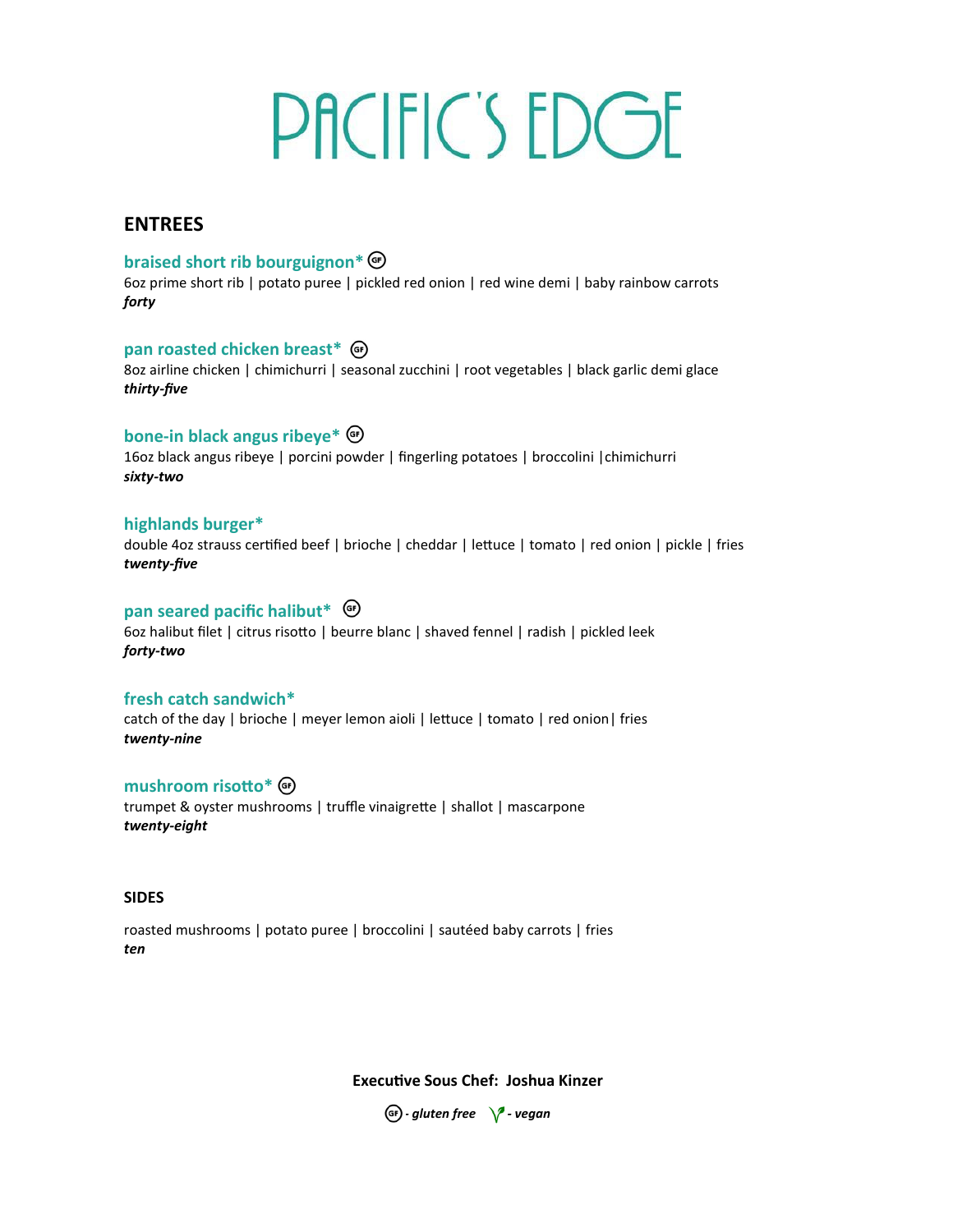# PACIFIC'S EDGE

## ENTREES

### braised short rib bourguignon* (GF)
6oz prime short rib | potato puree | pickled red onion | red wine demi | baby rainbow carrots
***forty***

### pan roasted chicken breast* (GF)
8oz airline chicken | chimichurri | seasonal zucchini | root vegetables | black garlic demi glace
***thirty-five***

### bone-in black angus ribeye* (GF)
16oz black angus ribeye | porcini powder | fingerling potatoes | broccolini |chimichurri
***sixty-two***

### highlands burger*
double 4oz strauss certified beef | brioche | cheddar | lettuce | tomato | red onion | pickle | fries
***twenty-five***

### pan seared pacific halibut* (GF)
6oz halibut filet | citrus risotto | beurre blanc | shaved fennel | radish | pickled leek
***forty-two***

### fresh catch sandwich*
catch of the day | brioche | meyer lemon aioli | lettuce | tomato | red onion| fries
***twenty-nine***

### mushroom risotto* (GF)
trumpet & oyster mushrooms | truffle vinaigrette | shallot | mascarpone
***twenty-eight***

## SIDES

roasted mushrooms | potato puree | broccolini | sautéed baby carrots | fries
***ten***

**Executive Sous Chef: Joshua Kinzer**

(GF) ***- gluten free*** ***- vegan***